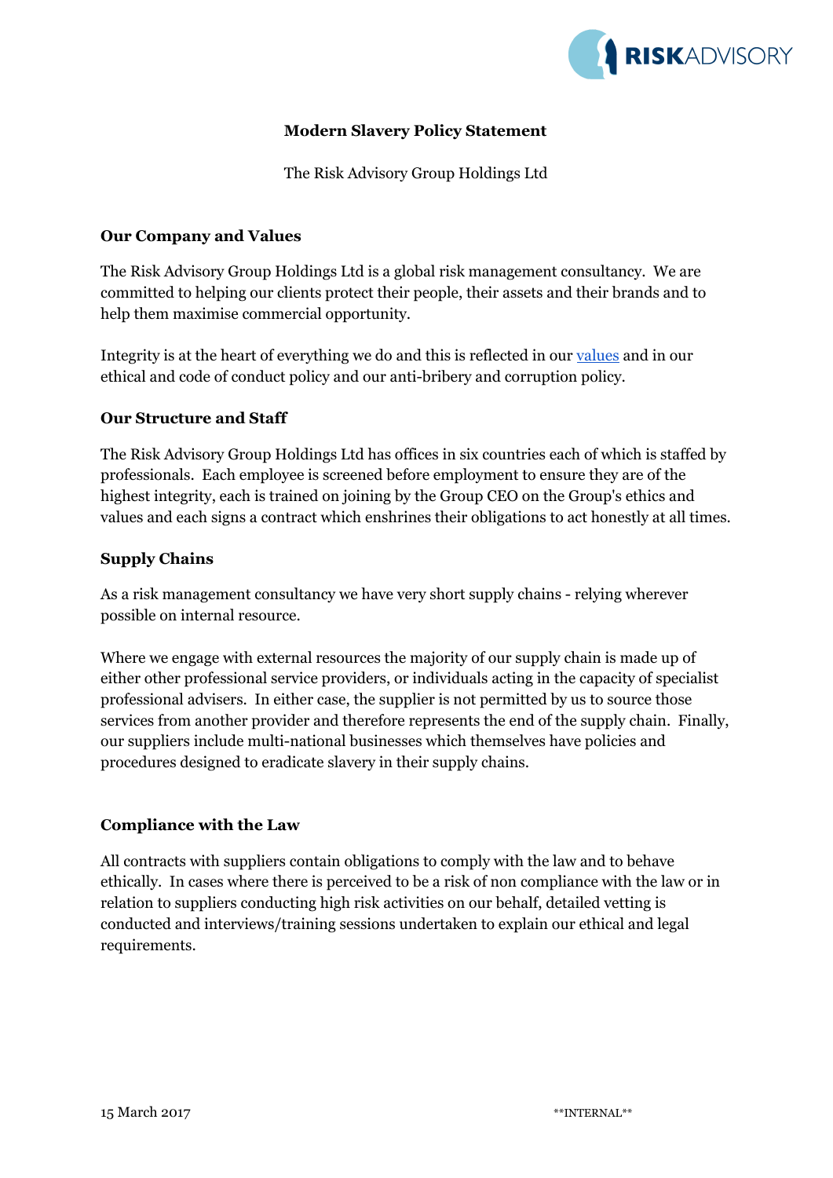# Modern Slavery Policy Statement

The Risk Advisory Group Holdings Ltd

## Our Company and Values

The Risk Advisory Group Holdings Ltd is a global risk management consultancy. We are committed to helping our clients protect their people, their assets and their brands and to help them maximise commercial opportunity.

Integrity is at the heart of everything we do and this is reflected in our values and in our ethical and code of conduct policy and our anti-bribery and corruption policy.

## Our Structure and Staff

The Risk Advisory Group Holdings Ltd has offices in six countries each of which is staffed by professionals. Each employee is screened before employment to ensure they are of the highest integrity, each is trained on joining by the Group CEO on the Group's ethics and values and each signs a contract which enshrines their obligations to act honestly at all times.

## Supply Chains

As a risk management consultancy we have very short supply chains - relying wherever possible on internal resource.

Where we engage with external resources the majority of our supply chain is made up of either other professional service providers, or individuals acting in the capacity of specialist professional advisers. In either case, the supplier is not permitted by us to source those services from another provider and therefore represents the end of the supply chain. Finally, our suppliers include multi-national businesses which themselves have policies and procedures designed to eradicate slavery in their supply chains.

## Compliance with the Law

All contracts with suppliers contain obligations to comply with the law and to behave ethically. In cases where there is perceived to be a risk of non compliance with the law or in relation to suppliers conducting high risk activities on our behalf, detailed vetting is conducted and interviews/training sessions undertaken to explain our ethical and legal requirements.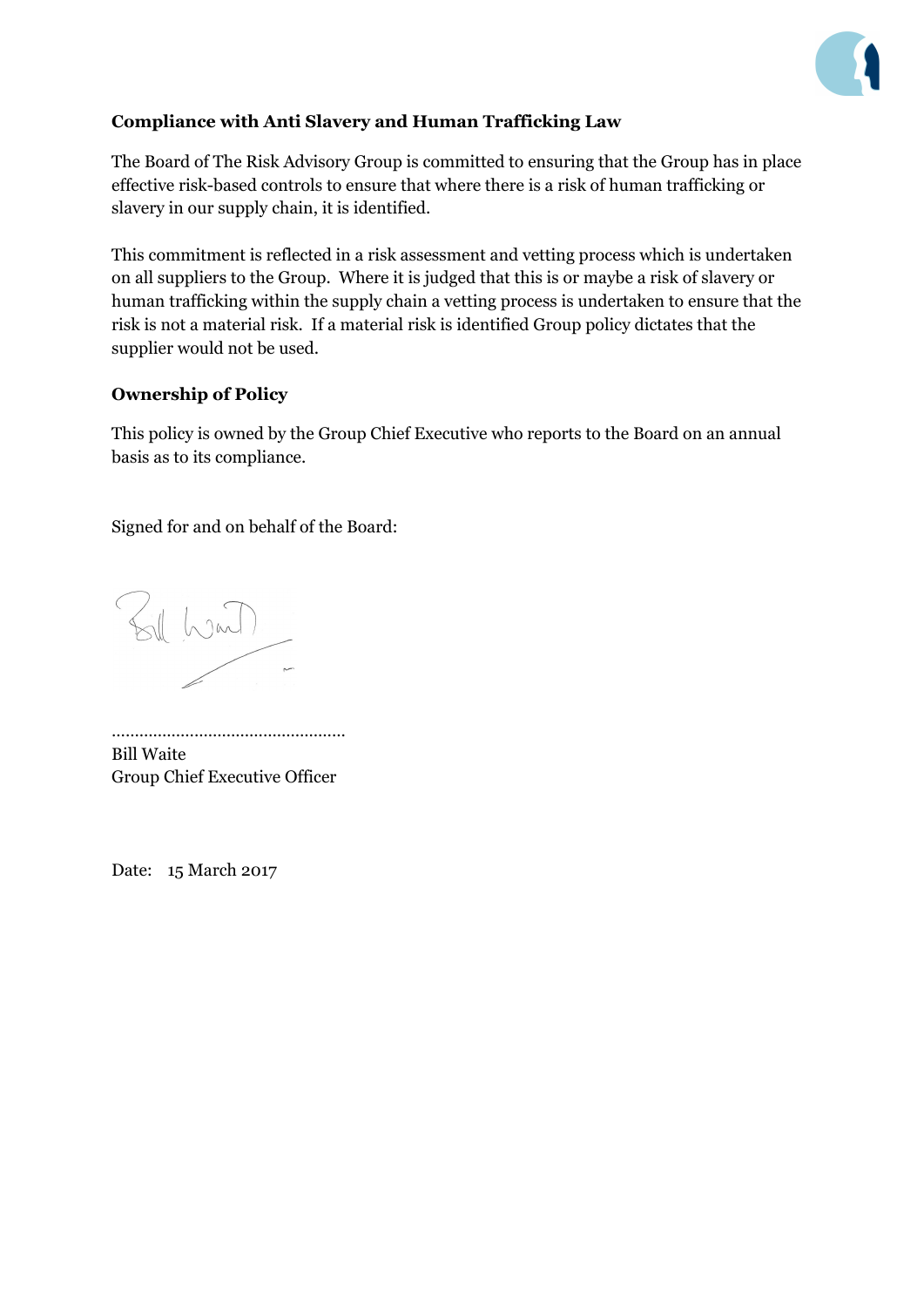## Compliance with Anti Slavery and Human Trafficking Law

The Board of The Risk Advisory Group is committed to ensuring that the Group has in place effective risk-based controls to ensure that where there is a risk of human trafficking or slavery in our supply chain, it is identified.

This commitment is reflected in a risk assessment and vetting process which is undertaken on all suppliers to the Group. Where it is judged that this is or maybe a risk of slavery or human trafficking within the supply chain a vetting process is undertaken to ensure that the risk is not a material risk. If a material risk is identified Group policy dictates that the supplier would not be used.

## Ownership of Policy

This policy is owned by the Group Chief Executive who reports to the Board on an annual basis as to its compliance.

Signed for and on behalf of the Board:

..................................................

Bill Waite

Group Chief Executive Officer

Date: 15 March 2017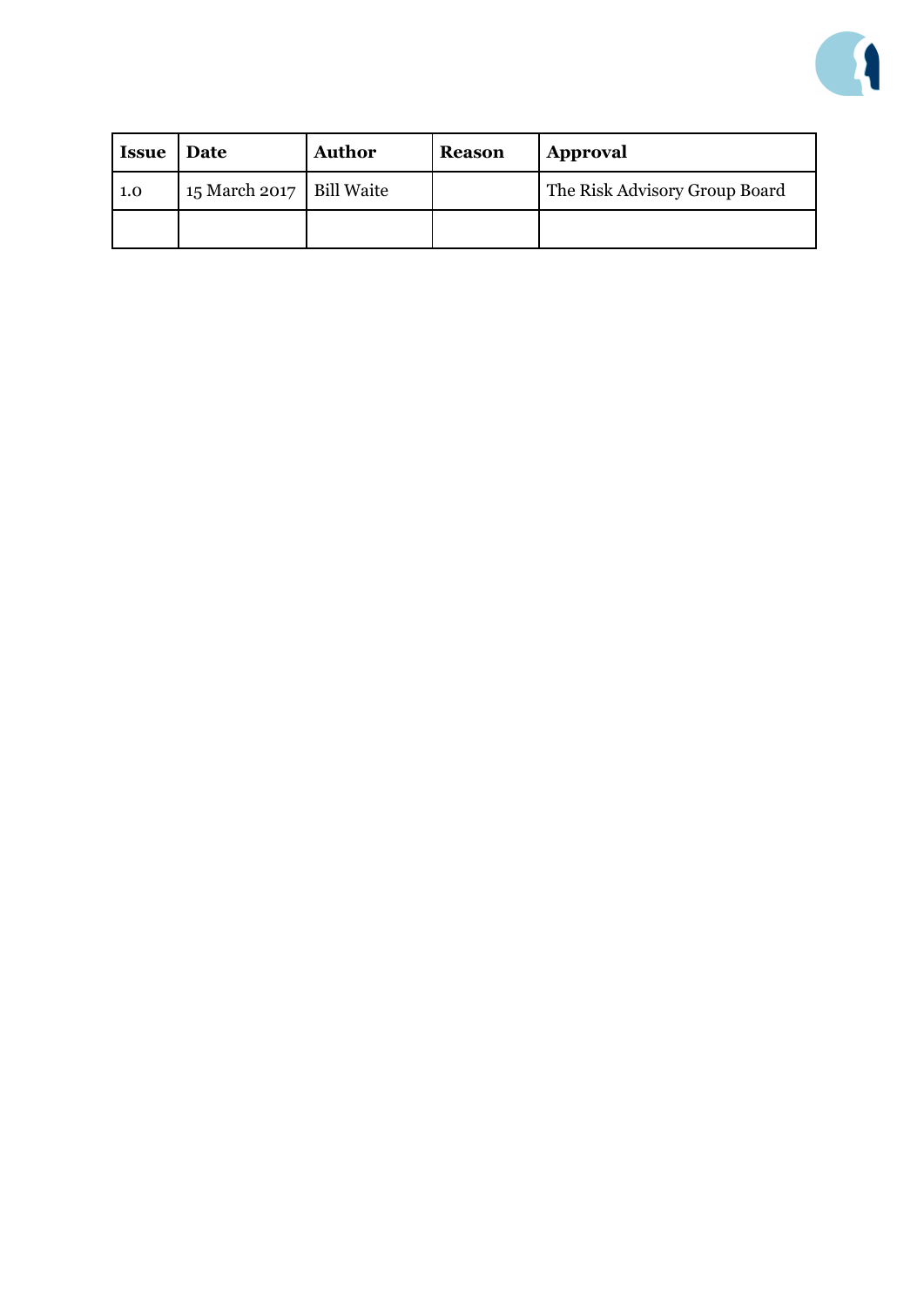| Issue | Date | Author | Reason | Approval |
| --- | --- | --- | --- | --- |
| 1.0 | 15 March 2017 | Bill Waite | | The Risk Advisory Group Board |
| | | | | |